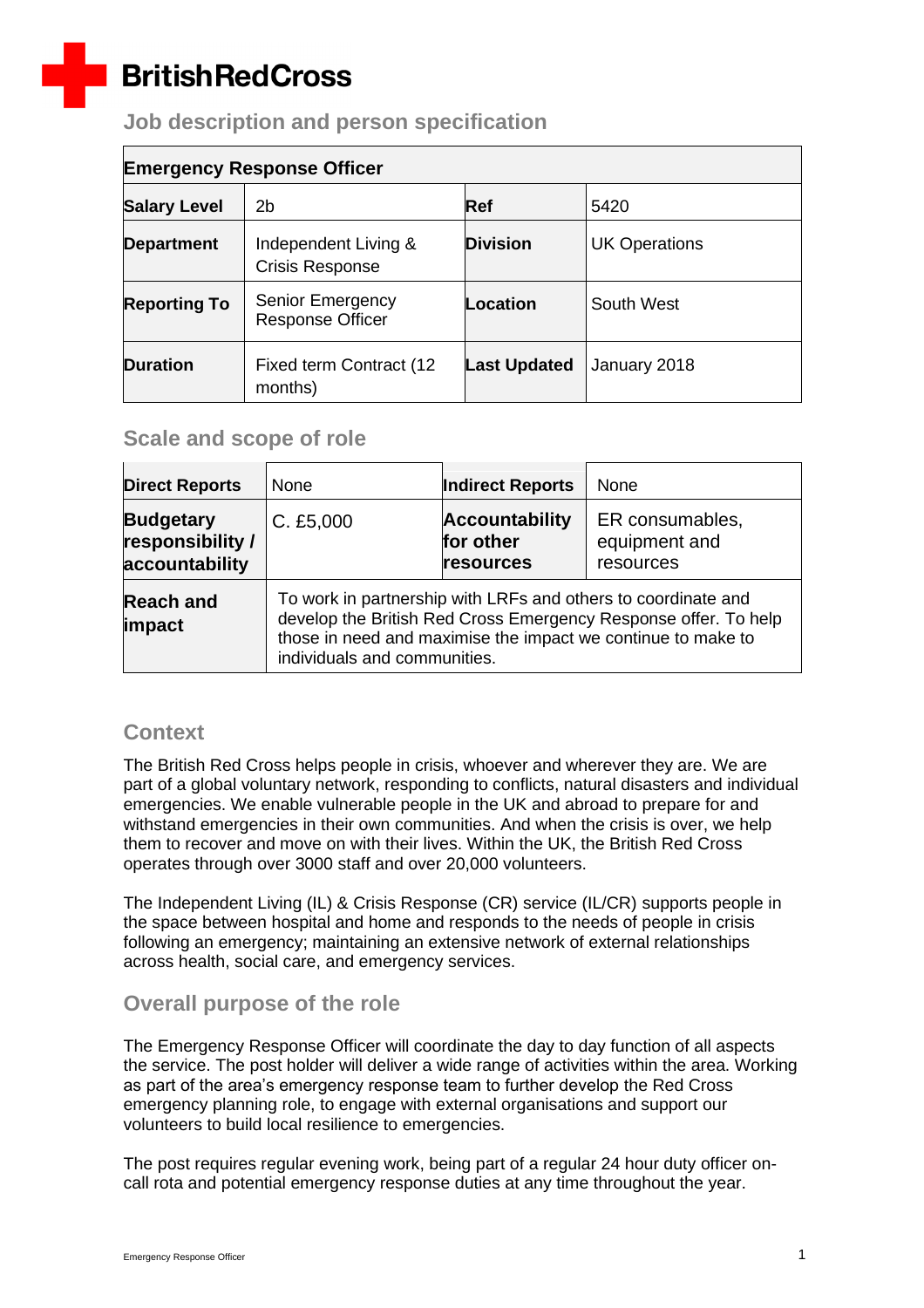# British Red Cross

## Job description and person specification

| Emergency Response Officer | | | |
|---|---|---|---|
| **Salary Level** | 2b | **Ref** | 5420 |
| **Department** | Independent Living & Crisis Response | **Division** | UK Operations |
| **Reporting To** | Senior Emergency Response Officer | **Location** | South West |
| **Duration** | Fixed term Contract (12 months) | **Last Updated** | January 2018 |

## Scale and scope of role

| **Direct Reports** | None | **Indirect Reports** | None |
|---|---|---|---|
| **Budgetary responsibility / accountability** | C. £5,000 | **Accountability for other resources** | ER consumables, equipment and resources |
| **Reach and impact** | To work in partnership with LRFs and others to coordinate and develop the British Red Cross Emergency Response offer. To help those in need and maximise the impact we continue to make to individuals and communities. | | |

## Context

The British Red Cross helps people in crisis, whoever and wherever they are. We are part of a global voluntary network, responding to conflicts, natural disasters and individual emergencies. We enable vulnerable people in the UK and abroad to prepare for and withstand emergencies in their own communities. And when the crisis is over, we help them to recover and move on with their lives. Within the UK, the British Red Cross operates through over 3000 staff and over 20,000 volunteers.

The Independent Living (IL) & Crisis Response (CR) service (IL/CR) supports people in the space between hospital and home and responds to the needs of people in crisis following an emergency; maintaining an extensive network of external relationships across health, social care, and emergency services.

## Overall purpose of the role

The Emergency Response Officer will coordinate the day to day function of all aspects the service. The post holder will deliver a wide range of activities within the area. Working as part of the area's emergency response team to further develop the Red Cross emergency planning role, to engage with external organisations and support our volunteers to build local resilience to emergencies.

The post requires regular evening work, being part of a regular 24 hour duty officer on-call rota and potential emergency response duties at any time throughout the year.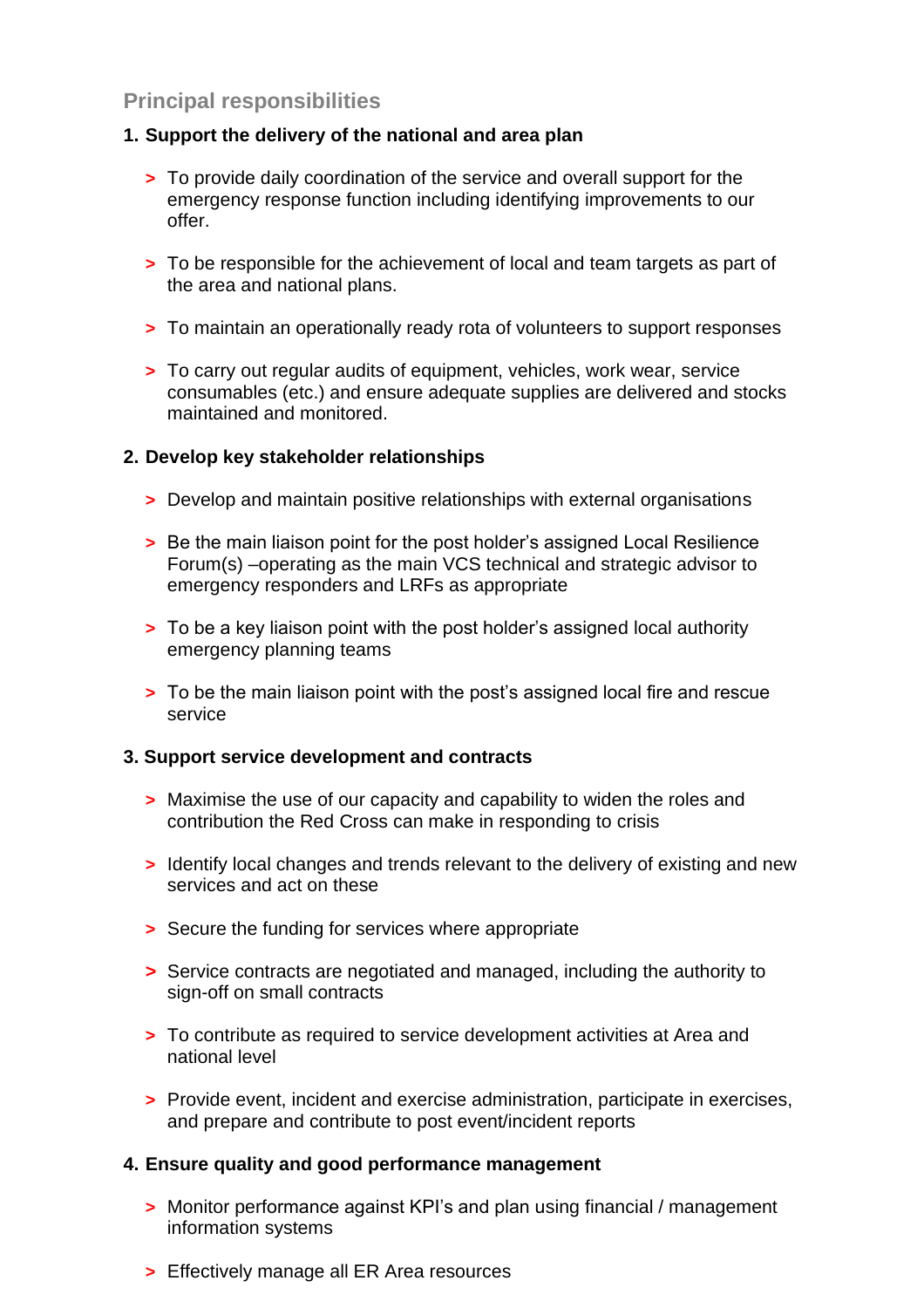## Principal responsibilities

**1. Support the delivery of the national and area plan**

- To provide daily coordination of the service and overall support for the emergency response function including identifying improvements to our offer.
- To be responsible for the achievement of local and team targets as part of the area and national plans.
- To maintain an operationally ready rota of volunteers to support responses
- To carry out regular audits of equipment, vehicles, work wear, service consumables (etc.) and ensure adequate supplies are delivered and stocks maintained and monitored.

**2. Develop key stakeholder relationships**

- Develop and maintain positive relationships with external organisations
- Be the main liaison point for the post holder's assigned Local Resilience Forum(s) –operating as the main VCS technical and strategic advisor to emergency responders and LRFs as appropriate
- To be a key liaison point with the post holder's assigned local authority emergency planning teams
- To be the main liaison point with the post's assigned local fire and rescue service

**3. Support service development and contracts**

- Maximise the use of our capacity and capability to widen the roles and contribution the Red Cross can make in responding to crisis
- Identify local changes and trends relevant to the delivery of existing and new services and act on these
- Secure the funding for services where appropriate
- Service contracts are negotiated and managed, including the authority to sign-off on small contracts
- To contribute as required to service development activities at Area and national level
- Provide event, incident and exercise administration, participate in exercises, and prepare and contribute to post event/incident reports

**4. Ensure quality and good performance management**

- Monitor performance against KPI's and plan using financial / management information systems
- Effectively manage all ER Area resources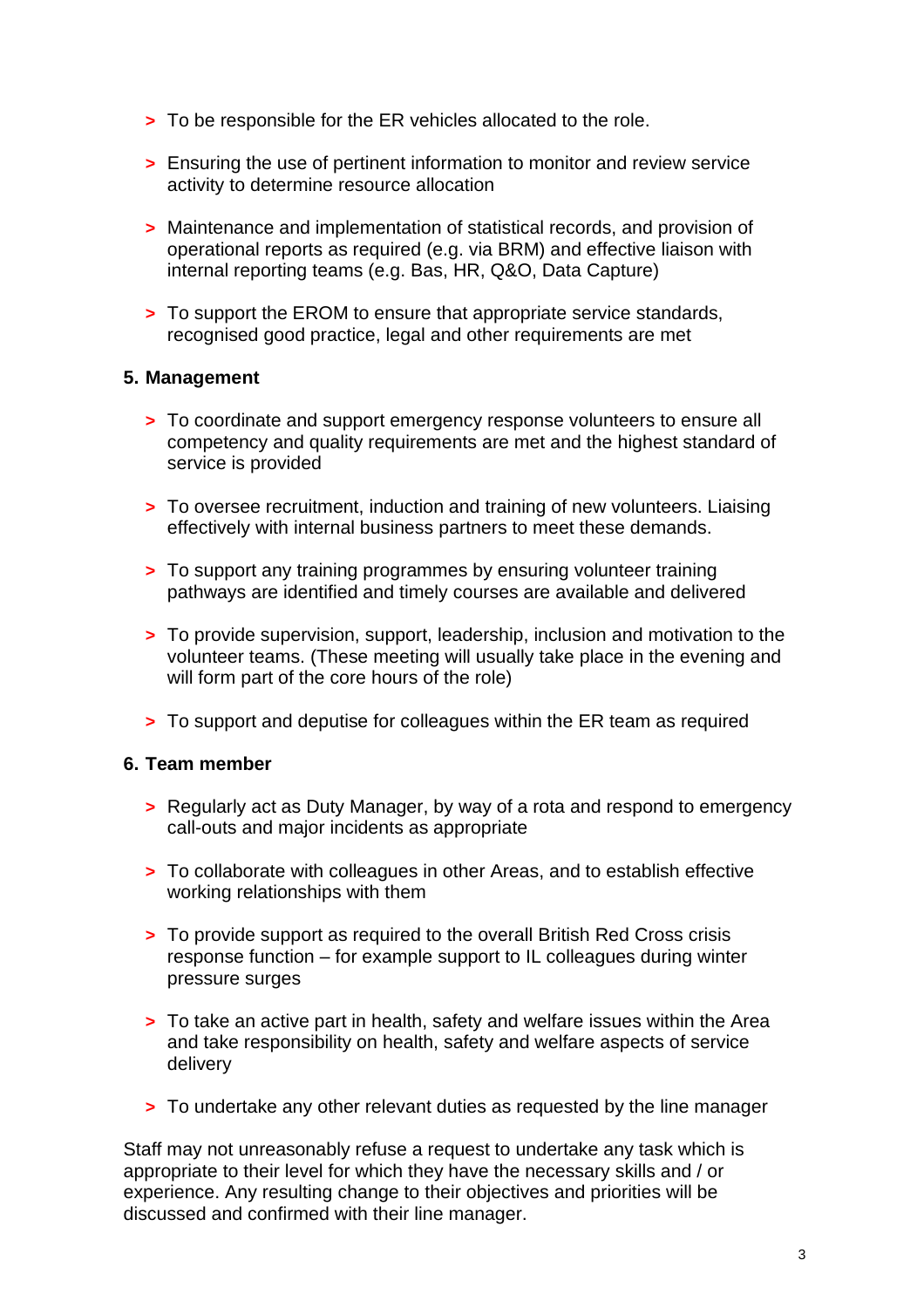- To be responsible for the ER vehicles allocated to the role.

- Ensuring the use of pertinent information to monitor and review service activity to determine resource allocation

- Maintenance and implementation of statistical records, and provision of operational reports as required (e.g. via BRM) and effective liaison with internal reporting teams (e.g. Bas, HR, Q&O, Data Capture)

- To support the EROM to ensure that appropriate service standards, recognised good practice, legal and other requirements are met

**5. Management**

- To coordinate and support emergency response volunteers to ensure all competency and quality requirements are met and the highest standard of service is provided

- To oversee recruitment, induction and training of new volunteers. Liaising effectively with internal business partners to meet these demands.

- To support any training programmes by ensuring volunteer training pathways are identified and timely courses are available and delivered

- To provide supervision, support, leadership, inclusion and motivation to the volunteer teams. (These meeting will usually take place in the evening and will form part of the core hours of the role)

- To support and deputise for colleagues within the ER team as required

**6. Team member**

- Regularly act as Duty Manager, by way of a rota and respond to emergency call-outs and major incidents as appropriate

- To collaborate with colleagues in other Areas, and to establish effective working relationships with them

- To provide support as required to the overall British Red Cross crisis response function – for example support to IL colleagues during winter pressure surges

- To take an active part in health, safety and welfare issues within the Area and take responsibility on health, safety and welfare aspects of service delivery

- To undertake any other relevant duties as requested by the line manager

Staff may not unreasonably refuse a request to undertake any task which is appropriate to their level for which they have the necessary skills and / or experience. Any resulting change to their objectives and priorities will be discussed and confirmed with their line manager.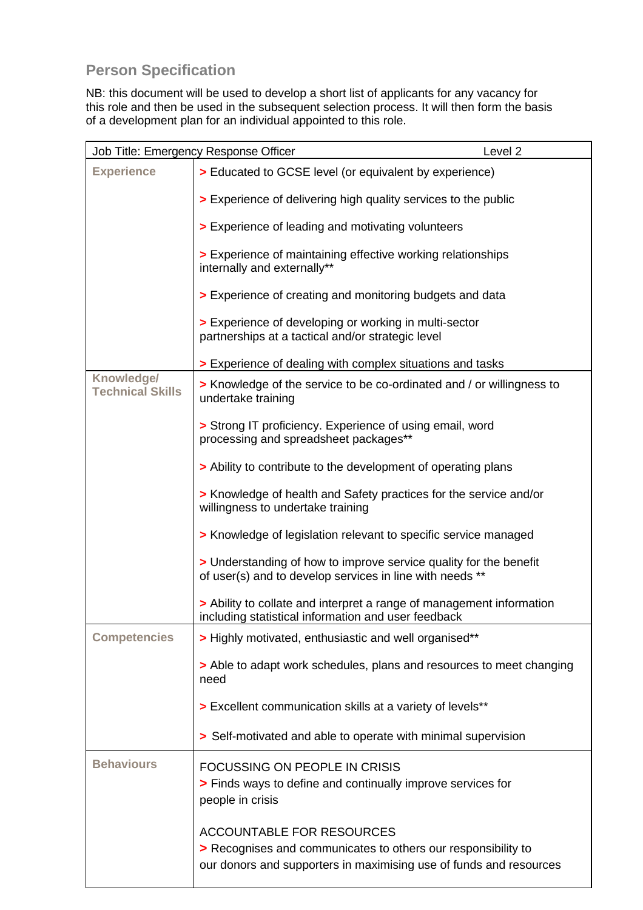## Person Specification

NB: this document will be used to develop a short list of applicants for any vacancy for this role and then be used in the subsequent selection process. It will then form the basis of a development plan for an individual appointed to this role.

| Job Title: Emergency Response Officer | Level 2 |
|---|---|
| **Experience** | > Educated to GCSE level (or equivalent by experience)<br><br>> Experience of delivering high quality services to the public<br><br>> Experience of leading and motivating volunteers<br><br>> Experience of maintaining effective working relationships internally and externally**<br><br>> Experience of creating and monitoring budgets and data<br><br>> Experience of developing or working in multi-sector partnerships at a tactical and/or strategic level<br><br>> Experience of dealing with complex situations and tasks |
| **Knowledge/ Technical Skills** | > Knowledge of the service to be co-ordinated and / or willingness to undertake training<br><br>> Strong IT proficiency. Experience of using email, word processing and spreadsheet packages**<br><br>> Ability to contribute to the development of operating plans<br><br>> Knowledge of health and Safety practices for the service and/or willingness to undertake training<br><br>> Knowledge of legislation relevant to specific service managed<br><br>> Understanding of how to improve service quality for the benefit of user(s) and to develop services in line with needs **<br><br>> Ability to collate and interpret a range of management information including statistical information and user feedback |
| **Competencies** | > Highly motivated, enthusiastic and well organised**<br><br>> Able to adapt work schedules, plans and resources to meet changing need<br><br>> Excellent communication skills at a variety of levels**<br><br>> Self-motivated and able to operate with minimal supervision |
| **Behaviours** | FOCUSSING ON PEOPLE IN CRISIS<br>> Finds ways to define and continually improve services for people in crisis<br><br>ACCOUNTABLE FOR RESOURCES<br>> Recognises and communicates to others our responsibility to our donors and supporters in maximising use of funds and resources |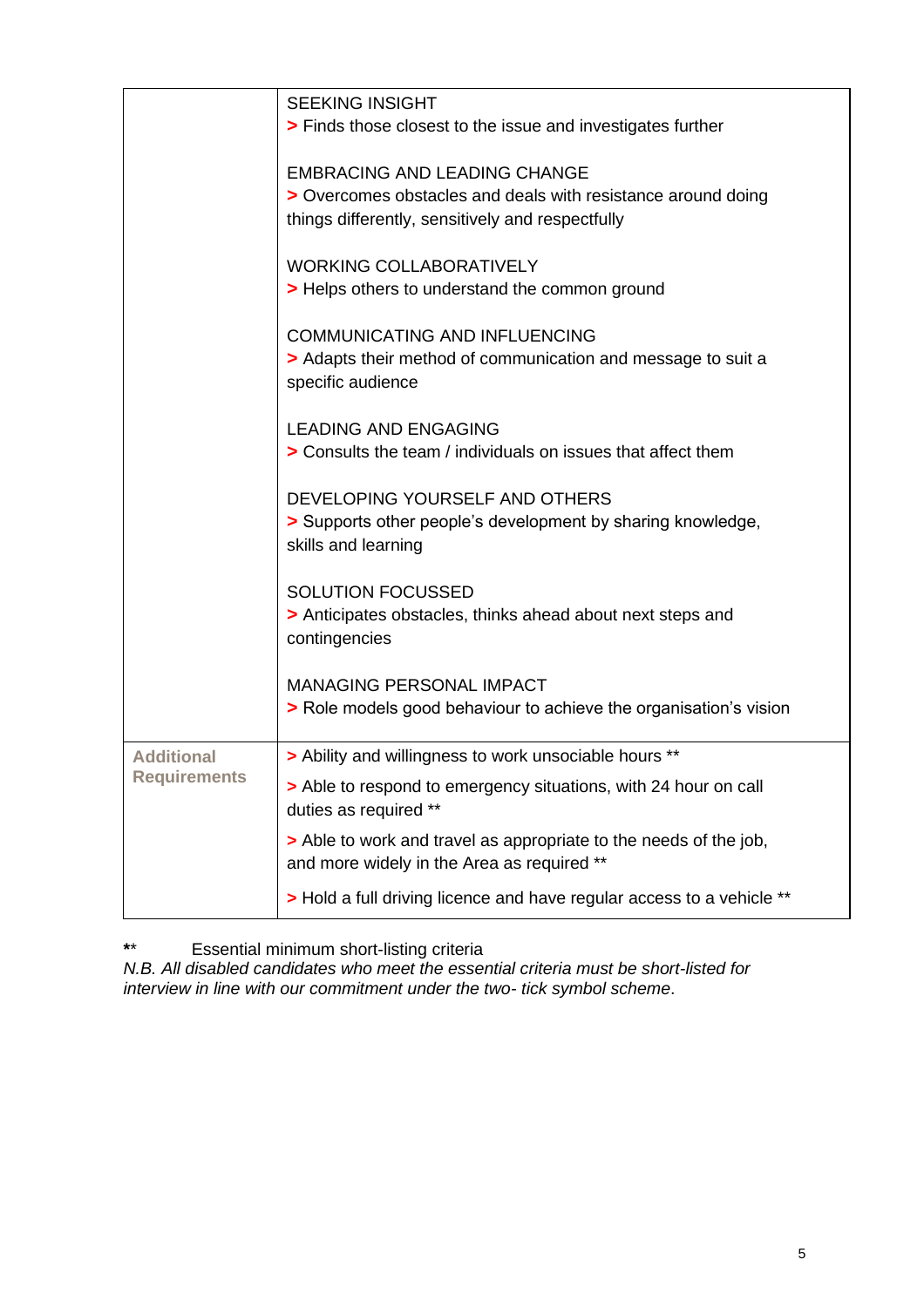| | |
|---|---|
| | SEEKING INSIGHT<br>> Finds those closest to the issue and investigates further<br><br>EMBRACING AND LEADING CHANGE<br>> Overcomes obstacles and deals with resistance around doing things differently, sensitively and respectfully<br><br>WORKING COLLABORATIVELY<br>> Helps others to understand the common ground<br><br>COMMUNICATING AND INFLUENCING<br>> Adapts their method of communication and message to suit a specific audience<br><br>LEADING AND ENGAGING<br>> Consults the team / individuals on issues that affect them<br><br>DEVELOPING YOURSELF AND OTHERS<br>> Supports other people's development by sharing knowledge, skills and learning<br><br>SOLUTION FOCUSSED<br>> Anticipates obstacles, thinks ahead about next steps and contingencies<br><br>MANAGING PERSONAL IMPACT<br>> Role models good behaviour to achieve the organisation's vision |
| **Additional Requirements** | > Ability and willingness to work unsociable hours **<br>> Able to respond to emergency situations, with 24 hour on call duties as required **<br>> Able to work and travel as appropriate to the needs of the job, and more widely in the Area as required **<br>> Hold a full driving licence and have regular access to a vehicle ** |

** Essential minimum short-listing criteria

*N.B. All disabled candidates who meet the essential criteria must be short-listed for interview in line with our commitment under the two- tick symbol scheme*.